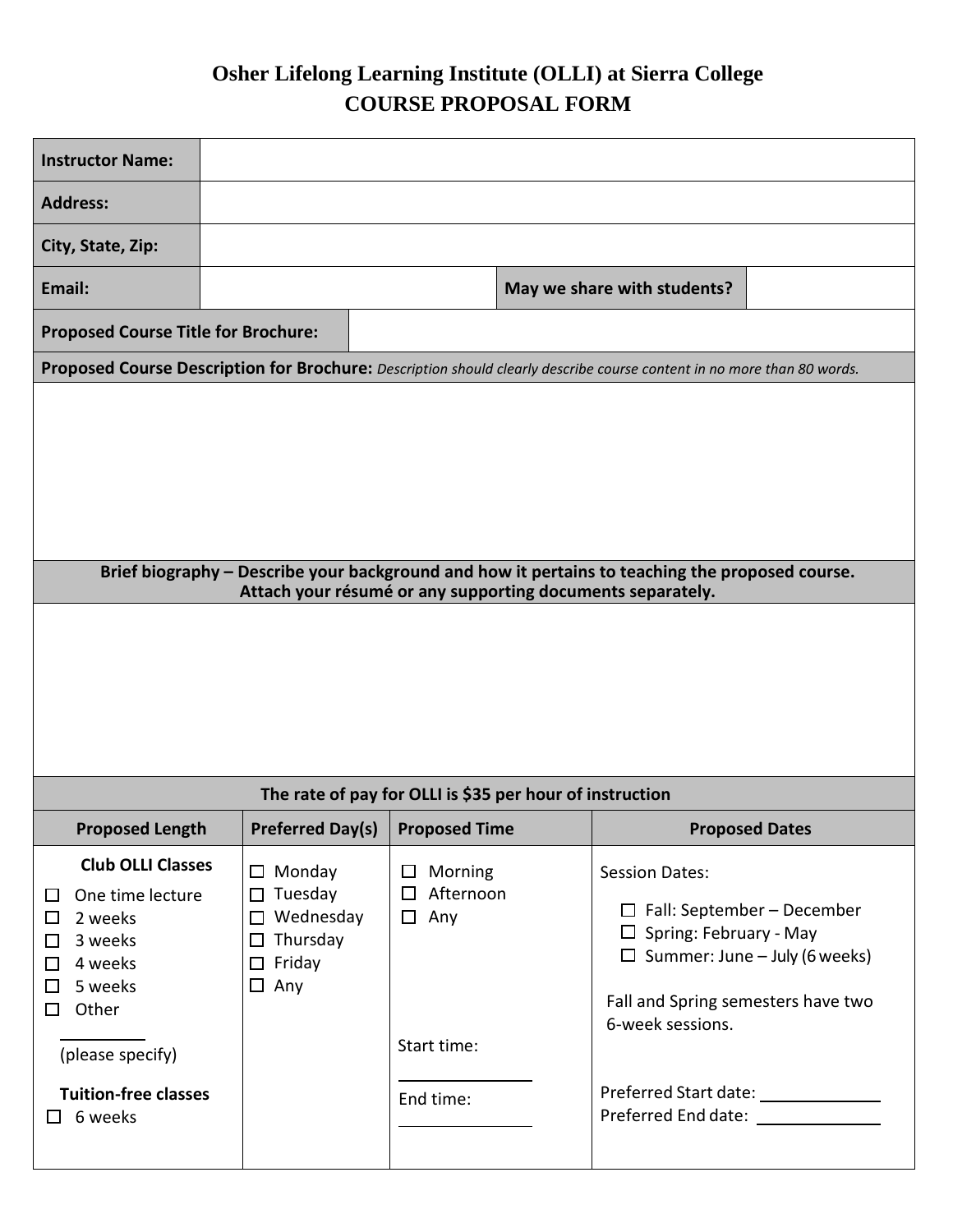# Osher Lifelong Learning Institute (OLLI) at Sierra College
## COURSE PROPOSAL FORM

| | | | |
|---|---|---|---|
| **Instructor Name:** | | | |
| **Address:** | | | |
| **City, State, Zip:** | | | |
| **Email:** | | **May we share with students?** | |
| **Proposed Course Title for Brochure:** | | | |

**Proposed Course Description for Brochure:** *Description should clearly describe course content in no more than 80 words.*

&nbsp;

**Brief biography – Describe your background and how it pertains to teaching the proposed course. Attach your résumé or any supporting documents separately.**

&nbsp;

**The rate of pay for OLLI is $35 per hour of instruction**

| Proposed Length | Preferred Day(s) | Proposed Time | Proposed Dates |
|---|---|---|---|
| **Club OLLI Classes**<br>☐ One time lecture<br>☐ 2 weeks<br>☐ 3 weeks<br>☐ 4 weeks<br>☐ 5 weeks<br>☐ Other<br>\_\_\_\_\_\_\_\_<br>(please specify)<br>**Tuition-free classes**<br>☐ 6 weeks | ☐ Monday<br>☐ Tuesday<br>☐ Wednesday<br>☐ Thursday<br>☐ Friday<br>☐ Any | ☐ Morning<br>☐ Afternoon<br>☐ Any<br><br>Start time:<br>\_\_\_\_\_\_\_\_\_\_<br>End time:<br>\_\_\_\_\_\_\_\_\_\_ | Session Dates:<br>☐ Fall: September – December<br>☐ Spring: February - May<br>☐ Summer: June – July (6 weeks)<br><br>Fall and Spring semesters have two 6-week sessions.<br><br>Preferred Start date: \_\_\_\_\_\_\_\_\_\_<br>Preferred End date: \_\_\_\_\_\_\_\_\_\_ |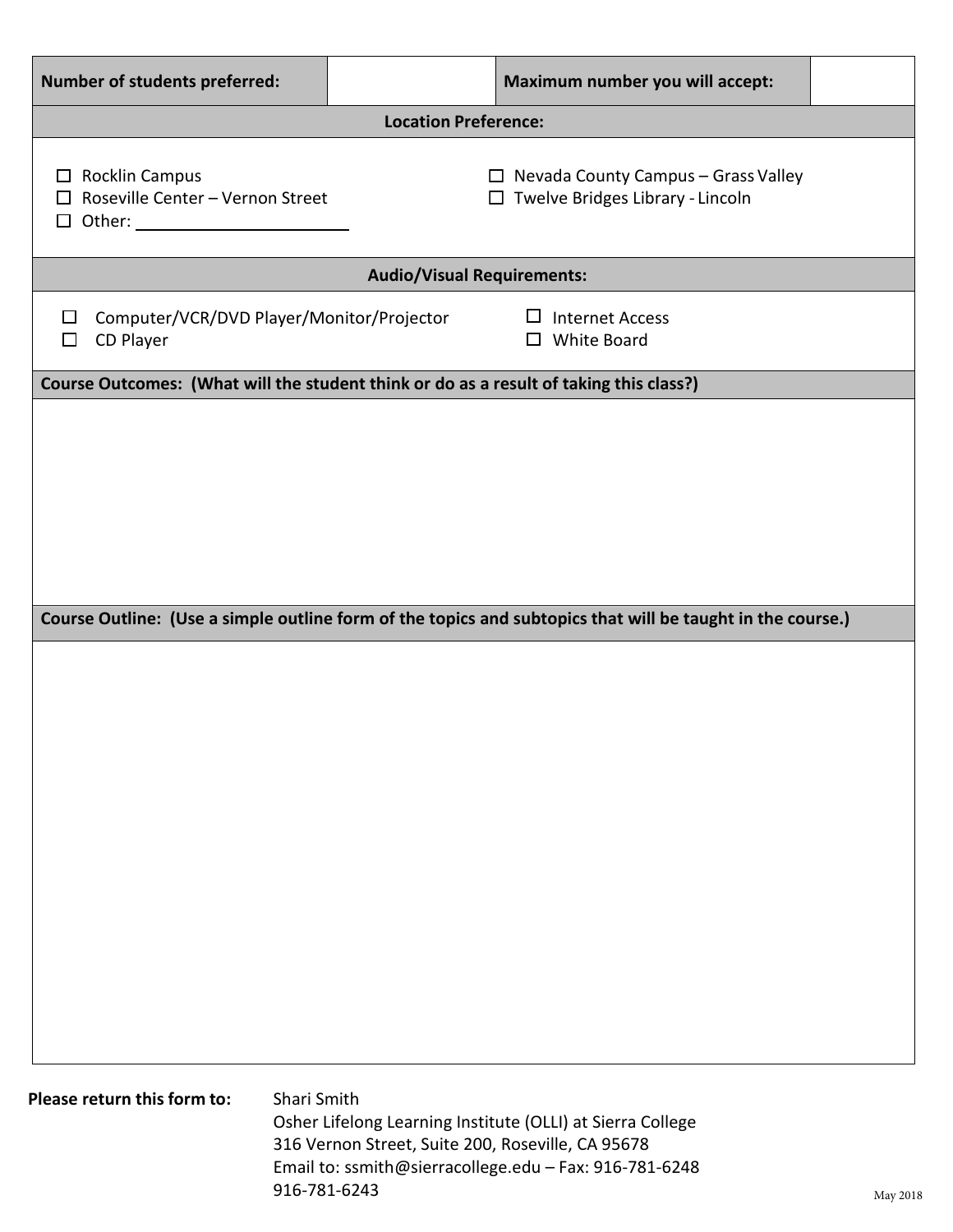| Number of students preferred: | | Maximum number you will accept: | |
|---|---|---|---|

**Location Preference:**

- ☐ Rocklin Campus
- ☐ Roseville Center – Vernon Street
- ☐ Other: ______________________
- ☐ Nevada County Campus – Grass Valley
- ☐ Twelve Bridges Library - Lincoln

**Audio/Visual Requirements:**

- ☐ Computer/VCR/DVD Player/Monitor/Projector
- ☐ CD Player
- ☐ Internet Access
- ☐ White Board

**Course Outcomes: (What will the student think or do as a result of taking this class?)**

**Course Outline: (Use a simple outline form of the topics and subtopics that will be taught in the course.)**

**Please return this form to:**

Shari Smith
Osher Lifelong Learning Institute (OLLI) at Sierra College
316 Vernon Street, Suite 200, Roseville, CA 95678
Email to: ssmith@sierracollege.edu – Fax: 916-781-6248
916-781-6243

May 2018